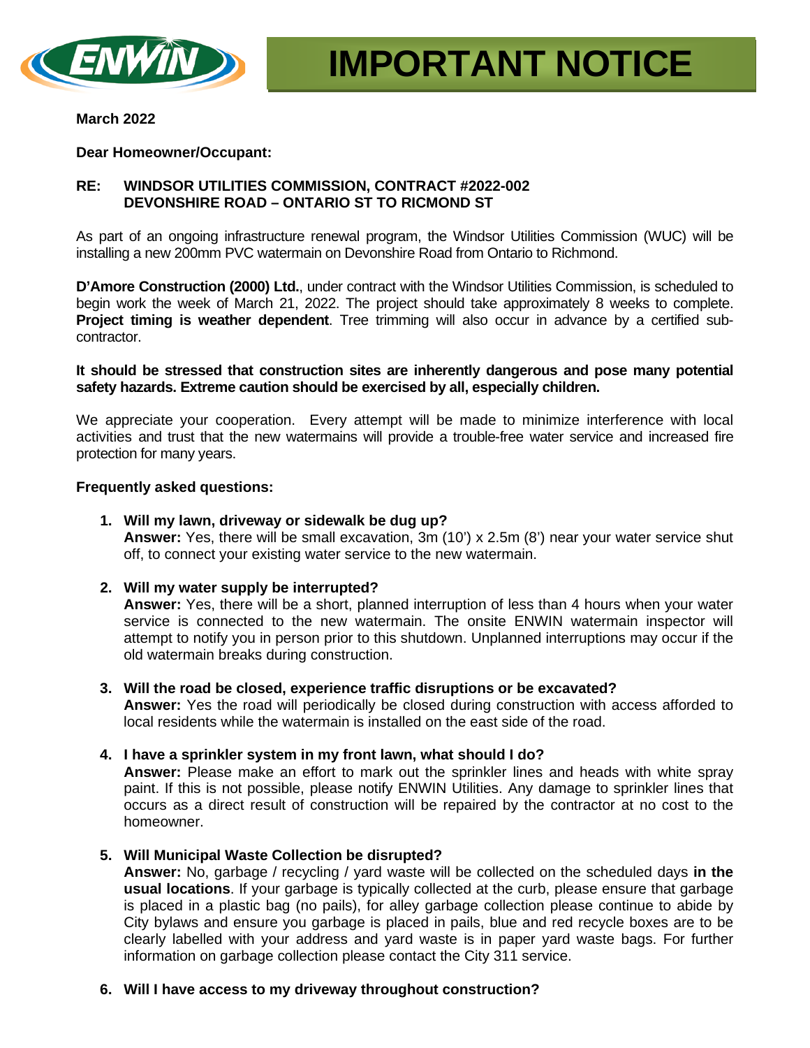# IMPORTANT NOTICE

**March 2022**

**Dear Homeowner/Occupant:**

**RE: WINDSOR UTILITIES COMMISSION, CONTRACT #2022-002**
**DEVONSHIRE ROAD – ONTARIO ST TO RICMOND ST**

As part of an ongoing infrastructure renewal program, the Windsor Utilities Commission (WUC) will be installing a new 200mm PVC watermain on Devonshire Road from Ontario to Richmond.

**D'Amore Construction (2000) Ltd.**, under contract with the Windsor Utilities Commission, is scheduled to begin work the week of March 21, 2022. The project should take approximately 8 weeks to complete. **Project timing is weather dependent**. Tree trimming will also occur in advance by a certified sub-contractor.

**It should be stressed that construction sites are inherently dangerous and pose many potential safety hazards. Extreme caution should be exercised by all, especially children.**

We appreciate your cooperation. Every attempt will be made to minimize interference with local activities and trust that the new watermains will provide a trouble-free water service and increased fire protection for many years.

**Frequently asked questions:**

1. **Will my lawn, driveway or sidewalk be dug up?**
   **Answer:** Yes, there will be small excavation, 3m (10') x 2.5m (8') near your water service shut off, to connect your existing water service to the new watermain.

2. **Will my water supply be interrupted?**
   **Answer:** Yes, there will be a short, planned interruption of less than 4 hours when your water service is connected to the new watermain. The onsite ENWIN watermain inspector will attempt to notify you in person prior to this shutdown. Unplanned interruptions may occur if the old watermain breaks during construction.

3. **Will the road be closed, experience traffic disruptions or be excavated?**
   **Answer:** Yes the road will periodically be closed during construction with access afforded to local residents while the watermain is installed on the east side of the road.

4. **I have a sprinkler system in my front lawn, what should I do?**
   **Answer:** Please make an effort to mark out the sprinkler lines and heads with white spray paint. If this is not possible, please notify ENWIN Utilities. Any damage to sprinkler lines that occurs as a direct result of construction will be repaired by the contractor at no cost to the homeowner.

5. **Will Municipal Waste Collection be disrupted?**
   **Answer:** No, garbage / recycling / yard waste will be collected on the scheduled days **in the usual locations**. If your garbage is typically collected at the curb, please ensure that garbage is placed in a plastic bag (no pails), for alley garbage collection please continue to abide by City bylaws and ensure you garbage is placed in pails, blue and red recycle boxes are to be clearly labelled with your address and yard waste is in paper yard waste bags. For further information on garbage collection please contact the City 311 service.

6. **Will I have access to my driveway throughout construction?**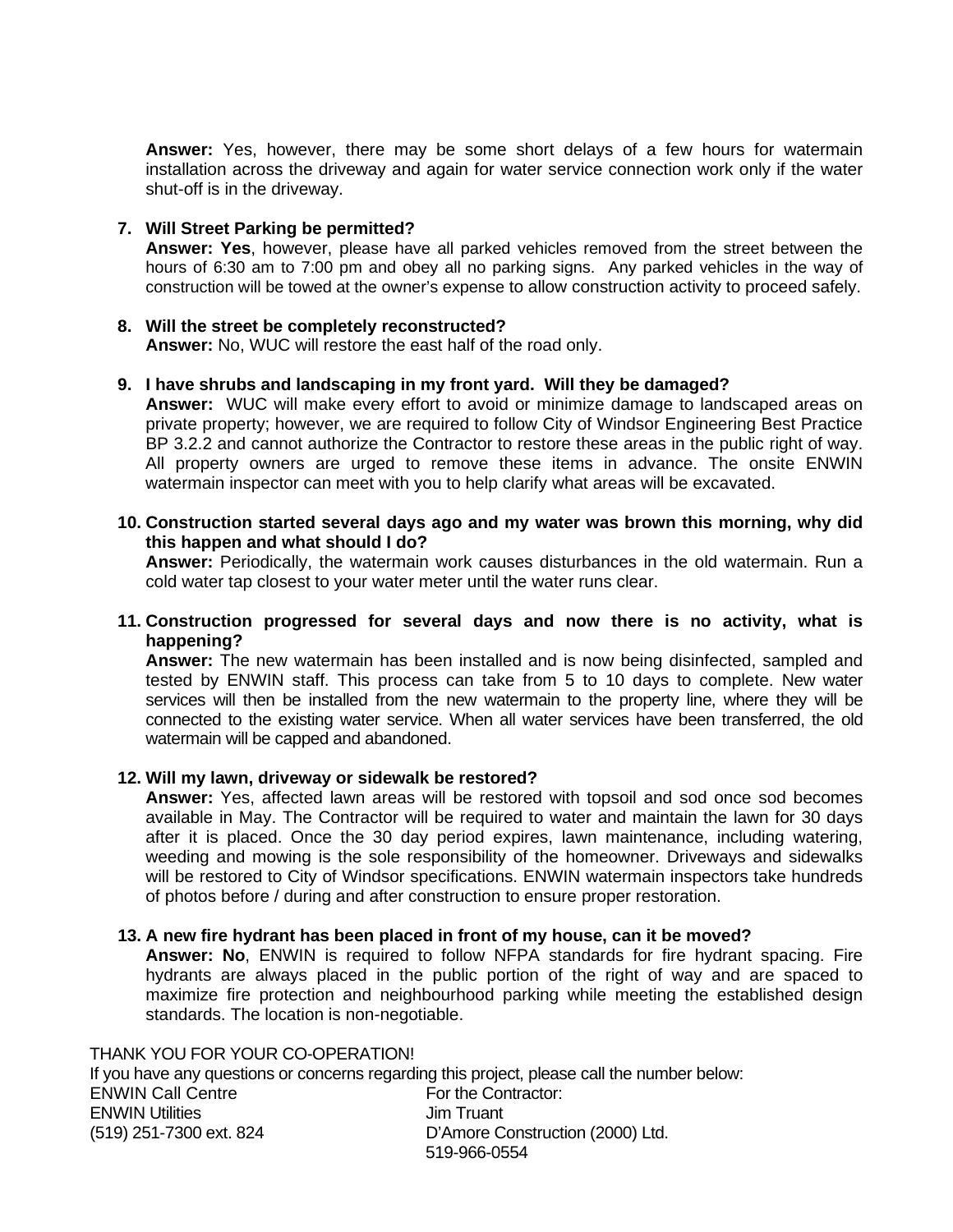**Answer:** Yes, however, there may be some short delays of a few hours for watermain installation across the driveway and again for water service connection work only if the water shut-off is in the driveway.

7. **Will Street Parking be permitted?**
   **Answer: Yes**, however, please have all parked vehicles removed from the street between the hours of 6:30 am to 7:00 pm and obey all no parking signs. Any parked vehicles in the way of construction will be towed at the owner's expense to allow construction activity to proceed safely.

8. **Will the street be completely reconstructed?**
   **Answer:** No, WUC will restore the east half of the road only.

9. **I have shrubs and landscaping in my front yard. Will they be damaged?**
   **Answer:** WUC will make every effort to avoid or minimize damage to landscaped areas on private property; however, we are required to follow City of Windsor Engineering Best Practice BP 3.2.2 and cannot authorize the Contractor to restore these areas in the public right of way. All property owners are urged to remove these items in advance. The onsite ENWIN watermain inspector can meet with you to help clarify what areas will be excavated.

10. **Construction started several days ago and my water was brown this morning, why did this happen and what should I do?**
    **Answer:** Periodically, the watermain work causes disturbances in the old watermain. Run a cold water tap closest to your water meter until the water runs clear.

11. **Construction progressed for several days and now there is no activity, what is happening?**
    **Answer:** The new watermain has been installed and is now being disinfected, sampled and tested by ENWIN staff. This process can take from 5 to 10 days to complete. New water services will then be installed from the new watermain to the property line, where they will be connected to the existing water service. When all water services have been transferred, the old watermain will be capped and abandoned.

12. **Will my lawn, driveway or sidewalk be restored?**
    **Answer:** Yes, affected lawn areas will be restored with topsoil and sod once sod becomes available in May. The Contractor will be required to water and maintain the lawn for 30 days after it is placed. Once the 30 day period expires, lawn maintenance, including watering, weeding and mowing is the sole responsibility of the homeowner. Driveways and sidewalks will be restored to City of Windsor specifications. ENWIN watermain inspectors take hundreds of photos before / during and after construction to ensure proper restoration.

13. **A new fire hydrant has been placed in front of my house, can it be moved?**
    **Answer: No**, ENWIN is required to follow NFPA standards for fire hydrant spacing. Fire hydrants are always placed in the public portion of the right of way and are spaced to maximize fire protection and neighbourhood parking while meeting the established design standards. The location is non-negotiable.

THANK YOU FOR YOUR CO-OPERATION!

If you have any questions or concerns regarding this project, please call the number below:

ENWIN Call Centre
ENWIN Utilities
(519) 251-7300 ext. 824

For the Contractor:
Jim Truant
D'Amore Construction (2000) Ltd.
519-966-0554